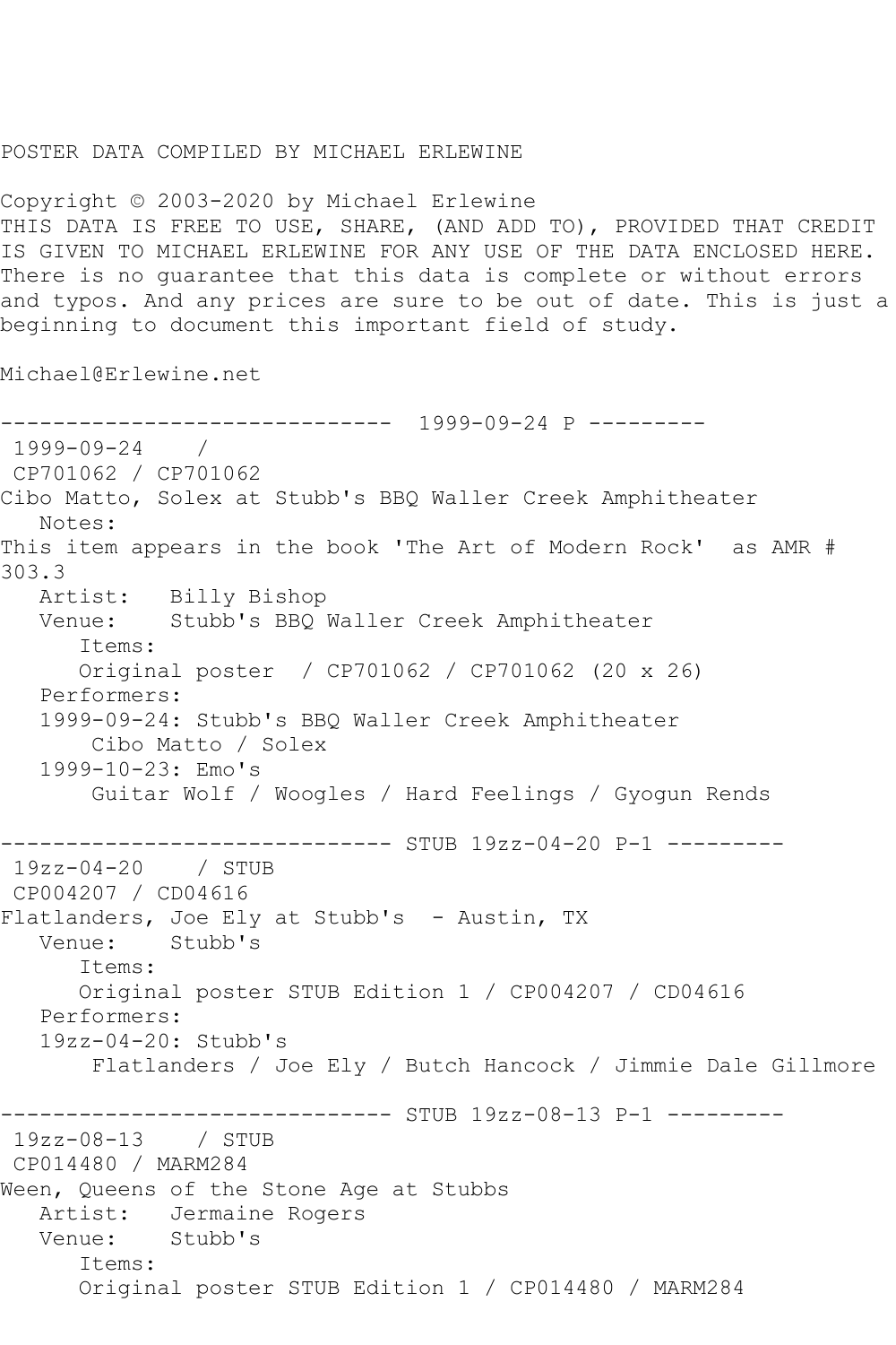POSTER DATA COMPILED BY MICHAEL ERLEWINE

Copyright © 2003-2020 by Michael Erlewine
THIS DATA IS FREE TO USE, SHARE, (AND ADD TO), PROVIDED THAT CREDIT IS GIVEN TO MICHAEL ERLEWINE FOR ANY USE OF THE DATA ENCLOSED HERE. There is no guarantee that this data is complete or without errors and typos. And any prices are sure to be out of date. This is just a beginning to document this important field of study.

Michael@Erlewine.net

------------------------------ 1999-09-24 P ---------

1999-09-24 /
CP701062 / CP701062
Cibo Matto, Solex at Stubb's BBQ Waller Creek Amphitheater
Notes:
This item appears in the book 'The Art of Modern Rock' as AMR # 303.3
Artist: Billy Bishop
Venue: Stubb's BBQ Waller Creek Amphitheater
Items:
Original poster / CP701062 / CP701062 (20 x 26)
Performers:
1999-09-24: Stubb's BBQ Waller Creek Amphitheater
Cibo Matto / Solex
1999-10-23: Emo's
Guitar Wolf / Woogles / Hard Feelings / Gyogun Rends

------------------------------ STUB 19zz-04-20 P-1 ---------

19zz-04-20 / STUB
CP004207 / CD04616
Flatlanders, Joe Ely at Stubb's - Austin, TX
Venue: Stubb's
Items:
Original poster STUB Edition 1 / CP004207 / CD04616
Performers:
19zz-04-20: Stubb's
Flatlanders / Joe Ely / Butch Hancock / Jimmie Dale Gillmore

------------------------------ STUB 19zz-08-13 P-1 ---------

19zz-08-13 / STUB
CP014480 / MARM284
Ween, Queens of the Stone Age at Stubbs
Artist: Jermaine Rogers
Venue: Stubb's
Items:
Original poster STUB Edition 1 / CP014480 / MARM284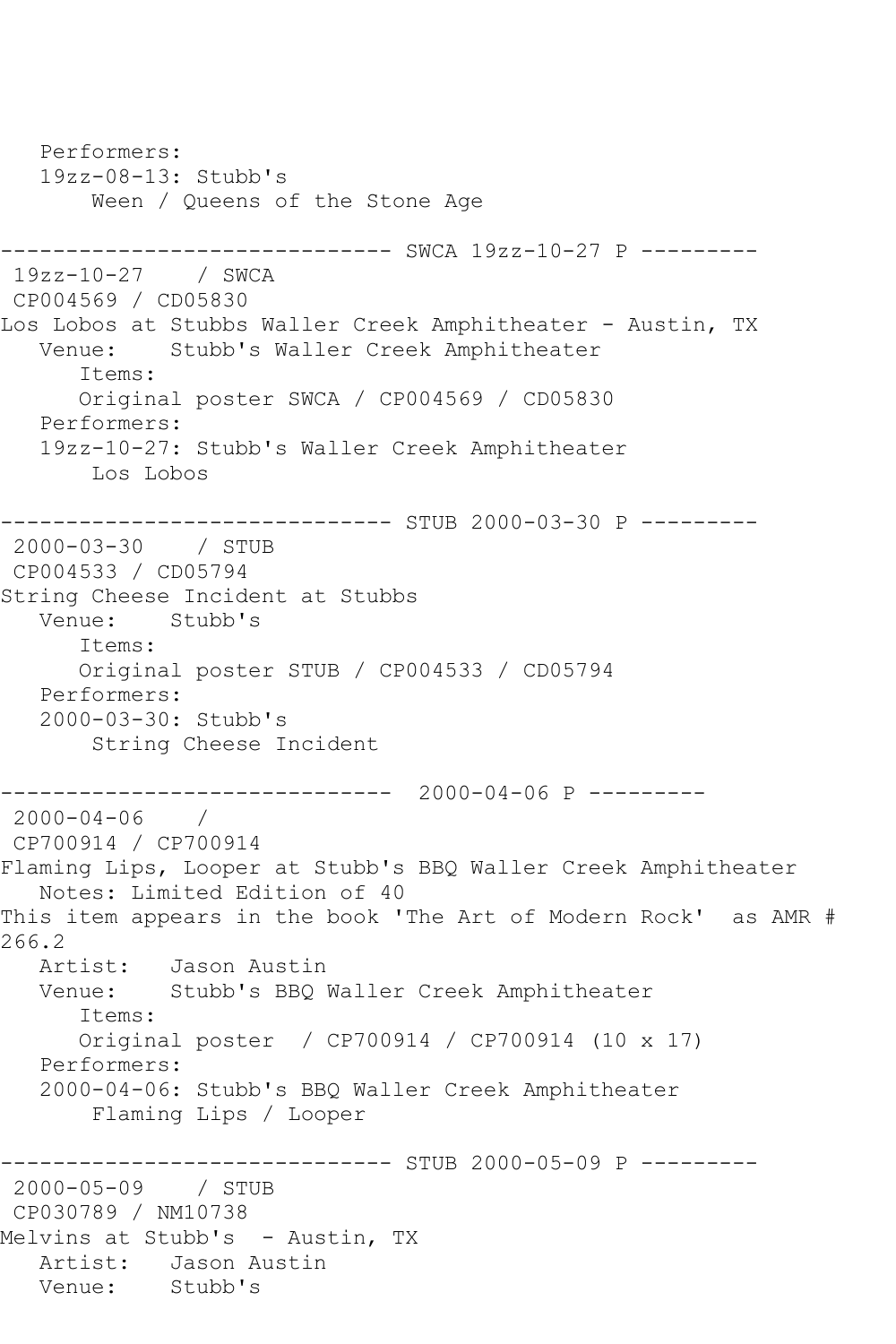```
   Performers:
   19zz-08-13: Stubb's
       Ween / Queens of the Stone Age

------------------------------ SWCA 19zz-10-27 P ---------
 19zz-10-27    / SWCA
 CP004569 / CD05830
Los Lobos at Stubbs Waller Creek Amphitheater - Austin, TX
   Venue:    Stubb's Waller Creek Amphitheater
      Items:
      Original poster SWCA / CP004569 / CD05830
   Performers:
   19zz-10-27: Stubb's Waller Creek Amphitheater
       Los Lobos

------------------------------ STUB 2000-03-30 P ---------
 2000-03-30    / STUB
 CP004533 / CD05794
String Cheese Incident at Stubbs
   Venue:    Stubb's
      Items:
      Original poster STUB / CP004533 / CD05794
   Performers:
   2000-03-30: Stubb's
       String Cheese Incident

------------------------------  2000-04-06 P ---------
 2000-04-06    /
 CP700914 / CP700914
Flaming Lips, Looper at Stubb's BBQ Waller Creek Amphitheater
   Notes: Limited Edition of 40
This item appears in the book 'The Art of Modern Rock'  as AMR #
266.2
   Artist:   Jason Austin
   Venue:    Stubb's BBQ Waller Creek Amphitheater
      Items:
      Original poster  / CP700914 / CP700914 (10 x 17)
   Performers:
   2000-04-06: Stubb's BBQ Waller Creek Amphitheater
       Flaming Lips / Looper

------------------------------ STUB 2000-05-09 P ---------
 2000-05-09    / STUB
 CP030789 / NM10738
Melvins at Stubb's  - Austin, TX
   Artist:   Jason Austin
   Venue:    Stubb's
```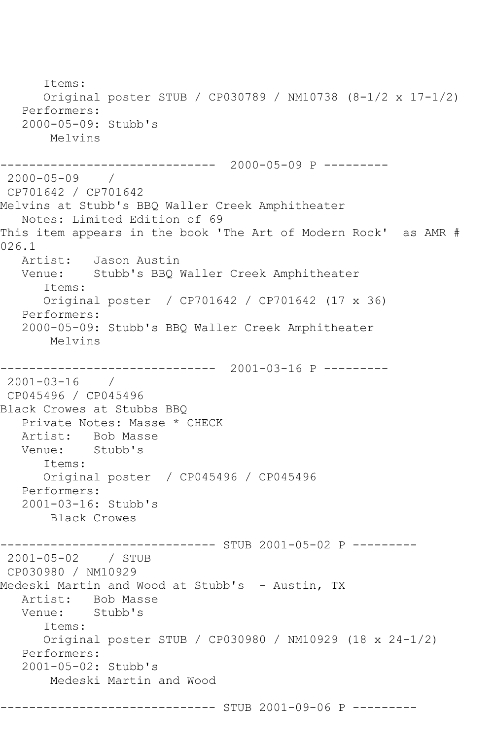Items:
      Original poster STUB / CP030789 / NM10738 (8-1/2 x 17-1/2)
   Performers:
   2000-05-09: Stubb's
       Melvins

------------------------------ 2000-05-09 P ---------
 2000-05-09    /
 CP701642 / CP701642
Melvins at Stubb's BBQ Waller Creek Amphitheater
   Notes: Limited Edition of 69
This item appears in the book 'The Art of Modern Rock'  as AMR # 026.1
   Artist:   Jason Austin
   Venue:    Stubb's BBQ Waller Creek Amphitheater
      Items:
      Original poster  / CP701642 / CP701642 (17 x 36)
   Performers:
   2000-05-09: Stubb's BBQ Waller Creek Amphitheater
       Melvins

------------------------------ 2001-03-16 P ---------
 2001-03-16    /
 CP045496 / CP045496
Black Crowes at Stubbs BBQ
   Private Notes: Masse * CHECK
   Artist:   Bob Masse
   Venue:    Stubb's
      Items:
      Original poster  / CP045496 / CP045496
   Performers:
   2001-03-16: Stubb's
       Black Crowes

------------------------------ STUB 2001-05-02 P ---------
 2001-05-02    / STUB
 CP030980 / NM10929
Medeski Martin and Wood at Stubb's  - Austin, TX
   Artist:   Bob Masse
   Venue:    Stubb's
      Items:
      Original poster STUB / CP030980 / NM10929 (18 x 24-1/2)
   Performers:
   2001-05-02: Stubb's
       Medeski Martin and Wood

------------------------------ STUB 2001-09-06 P ---------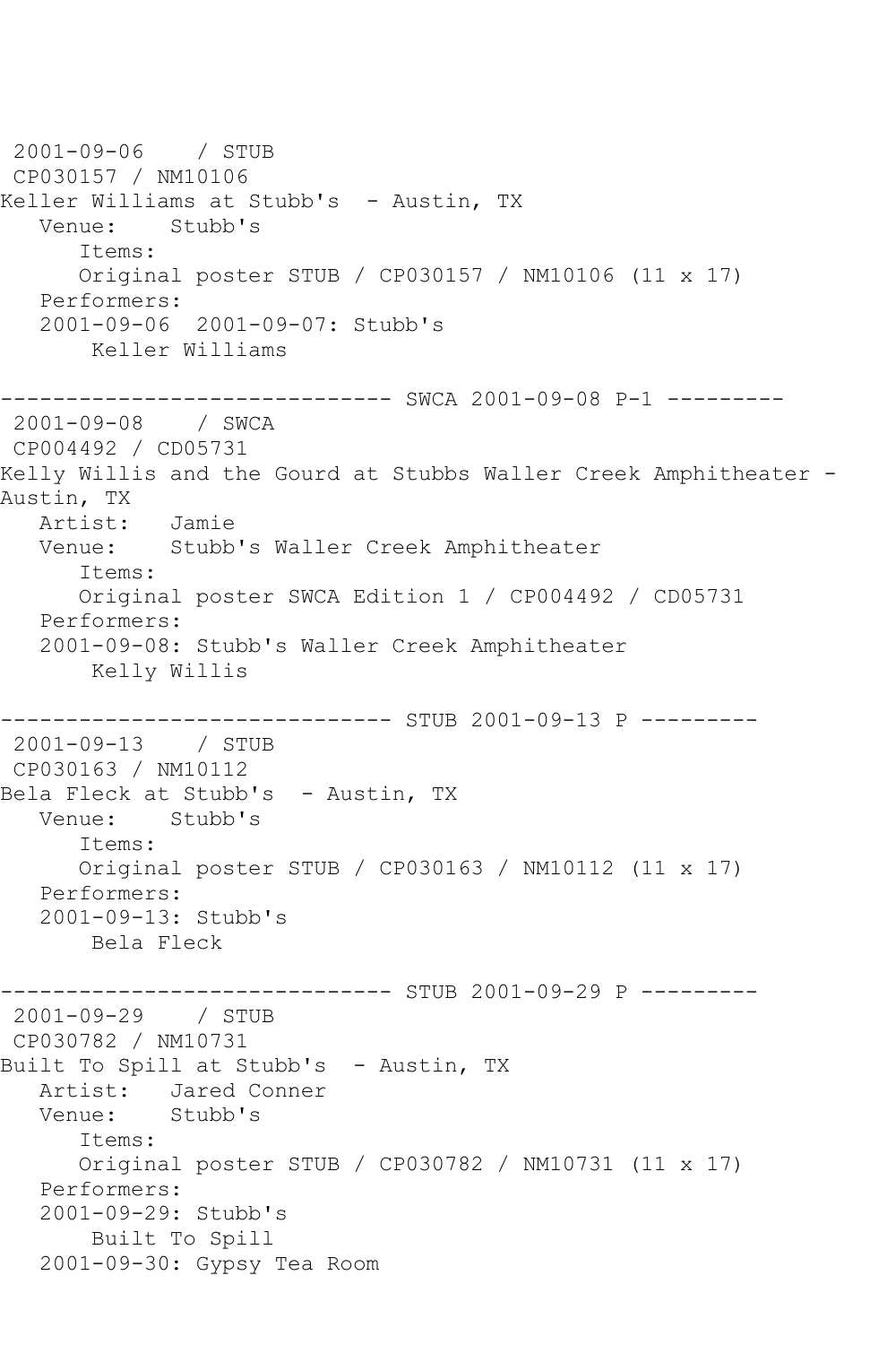```
 2001-09-06    / STUB
 CP030157 / NM10106
Keller Williams at Stubb's  - Austin, TX
   Venue:    Stubb's
      Items:
      Original poster STUB / CP030157 / NM10106 (11 x 17)
   Performers:
   2001-09-06  2001-09-07: Stubb's
       Keller Williams

------------------------------ SWCA 2001-09-08 P-1 ---------
 2001-09-08    / SWCA
 CP004492 / CD05731
Kelly Willis and the Gourd at Stubbs Waller Creek Amphitheater -
Austin, TX
   Artist:   Jamie
   Venue:    Stubb's Waller Creek Amphitheater
      Items:
      Original poster SWCA Edition 1 / CP004492 / CD05731
   Performers:
   2001-09-08: Stubb's Waller Creek Amphitheater
       Kelly Willis

------------------------------ STUB 2001-09-13 P ---------
 2001-09-13    / STUB
 CP030163 / NM10112
Bela Fleck at Stubb's  - Austin, TX
   Venue:    Stubb's
      Items:
      Original poster STUB / CP030163 / NM10112 (11 x 17)
   Performers:
   2001-09-13: Stubb's
       Bela Fleck

------------------------------ STUB 2001-09-29 P ---------
 2001-09-29    / STUB
 CP030782 / NM10731
Built To Spill at Stubb's  - Austin, TX
   Artist:   Jared Conner
   Venue:    Stubb's
      Items:
      Original poster STUB / CP030782 / NM10731 (11 x 17)
   Performers:
   2001-09-29: Stubb's
       Built To Spill
   2001-09-30: Gypsy Tea Room
```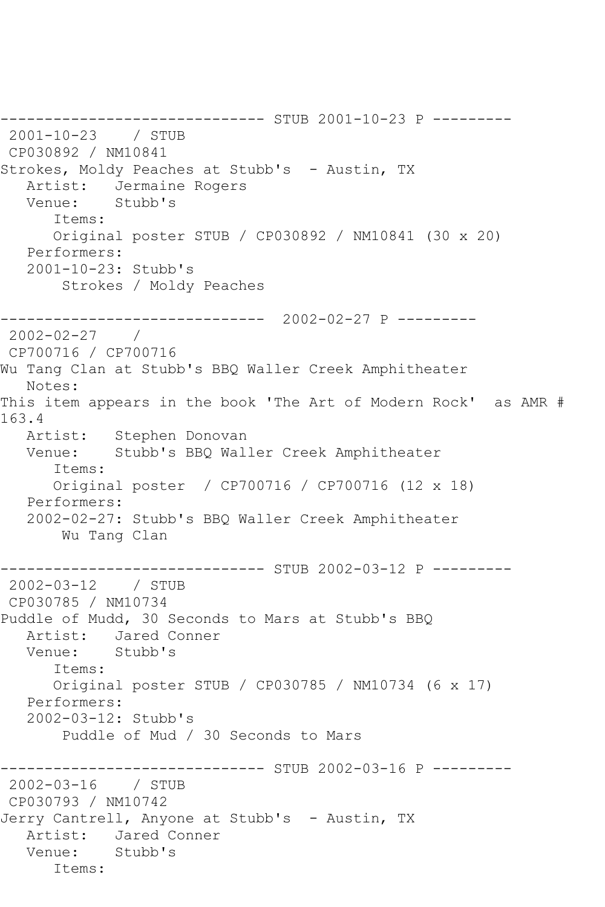```
------------------------------ STUB 2001-10-23 P ---------
 2001-10-23    / STUB
 CP030892 / NM10841
Strokes, Moldy Peaches at Stubb's  - Austin, TX
   Artist:   Jermaine Rogers
   Venue:    Stubb's
      Items:
      Original poster STUB / CP030892 / NM10841 (30 x 20)
   Performers:
   2001-10-23: Stubb's
       Strokes / Moldy Peaches

------------------------------  2002-02-27 P ---------
 2002-02-27    /
 CP700716 / CP700716
Wu Tang Clan at Stubb's BBQ Waller Creek Amphitheater
   Notes:
This item appears in the book 'The Art of Modern Rock'  as AMR #
163.4
   Artist:   Stephen Donovan
   Venue:    Stubb's BBQ Waller Creek Amphitheater
      Items:
      Original poster  / CP700716 / CP700716 (12 x 18)
   Performers:
   2002-02-27: Stubb's BBQ Waller Creek Amphitheater
       Wu Tang Clan

------------------------------ STUB 2002-03-12 P ---------
 2002-03-12    / STUB
 CP030785 / NM10734
Puddle of Mudd, 30 Seconds to Mars at Stubb's BBQ
   Artist:   Jared Conner
   Venue:    Stubb's
      Items:
      Original poster STUB / CP030785 / NM10734 (6 x 17)
   Performers:
   2002-03-12: Stubb's
       Puddle of Mud / 30 Seconds to Mars

------------------------------ STUB 2002-03-16 P ---------
 2002-03-16    / STUB
 CP030793 / NM10742
Jerry Cantrell, Anyone at Stubb's  - Austin, TX
   Artist:   Jared Conner
   Venue:    Stubb's
      Items:
```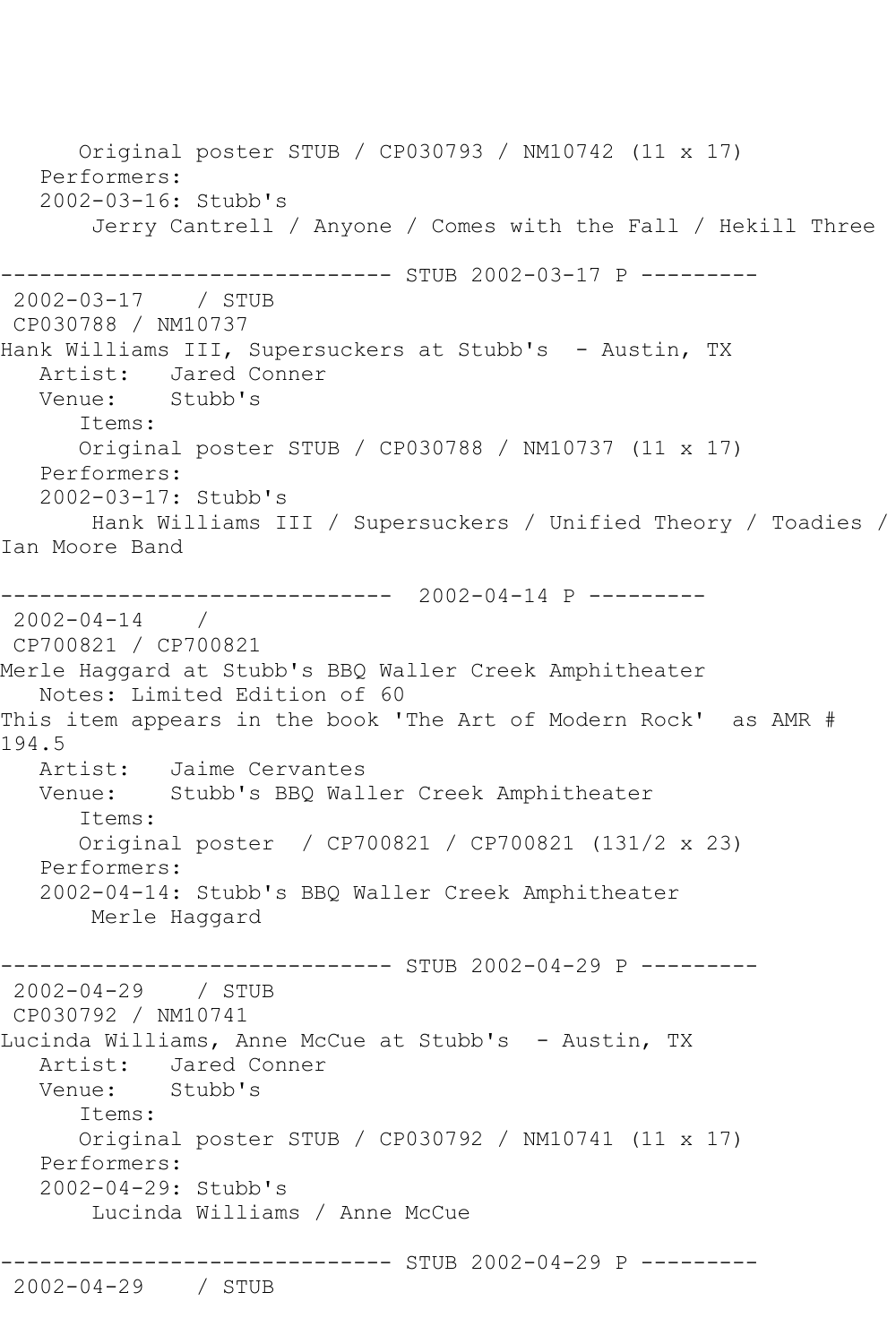Original poster STUB / CP030793 / NM10742 (11 x 17)
   Performers:
   2002-03-16: Stubb's
       Jerry Cantrell / Anyone / Comes with the Fall / Hekill Three

------------------------------ STUB 2002-03-17 P ---------
 2002-03-17    / STUB
 CP030788 / NM10737
Hank Williams III, Supersuckers at Stubb's  - Austin, TX
   Artist:   Jared Conner
   Venue:    Stubb's
      Items:
      Original poster STUB / CP030788 / NM10737 (11 x 17)
   Performers:
   2002-03-17: Stubb's
       Hank Williams III / Supersuckers / Unified Theory / Toadies /
Ian Moore Band

------------------------------  2002-04-14 P ---------
 2002-04-14    /
 CP700821 / CP700821
Merle Haggard at Stubb's BBQ Waller Creek Amphitheater
   Notes: Limited Edition of 60
This item appears in the book 'The Art of Modern Rock'  as AMR #
194.5
   Artist:   Jaime Cervantes
   Venue:    Stubb's BBQ Waller Creek Amphitheater
      Items:
      Original poster  / CP700821 / CP700821 (131/2 x 23)
   Performers:
   2002-04-14: Stubb's BBQ Waller Creek Amphitheater
       Merle Haggard

------------------------------ STUB 2002-04-29 P ---------
 2002-04-29    / STUB
 CP030792 / NM10741
Lucinda Williams, Anne McCue at Stubb's  - Austin, TX
   Artist:   Jared Conner
   Venue:    Stubb's
      Items:
      Original poster STUB / CP030792 / NM10741 (11 x 17)
   Performers:
   2002-04-29: Stubb's
       Lucinda Williams / Anne McCue

------------------------------ STUB 2002-04-29 P ---------
 2002-04-29    / STUB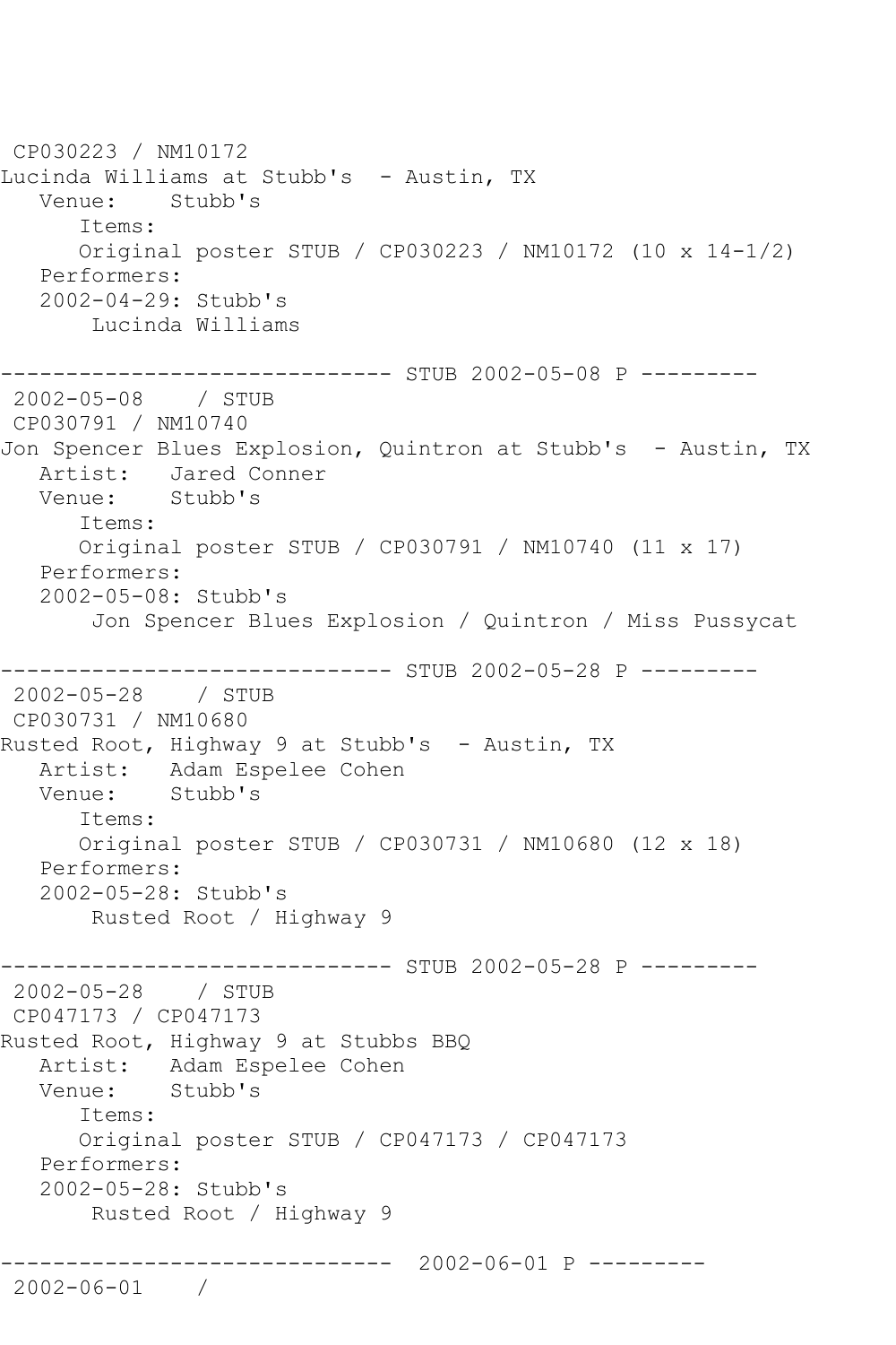CP030223 / NM10172
Lucinda Williams at Stubb's  - Austin, TX
   Venue:    Stubb's
      Items:
      Original poster STUB / CP030223 / NM10172 (10 x 14-1/2)
   Performers:
   2002-04-29: Stubb's
       Lucinda Williams

------------------------------ STUB 2002-05-08 P ---------
 2002-05-08    / STUB
 CP030791 / NM10740
Jon Spencer Blues Explosion, Quintron at Stubb's  - Austin, TX
   Artist:   Jared Conner
   Venue:    Stubb's
      Items:
      Original poster STUB / CP030791 / NM10740 (11 x 17)
   Performers:
   2002-05-08: Stubb's
       Jon Spencer Blues Explosion / Quintron / Miss Pussycat

------------------------------ STUB 2002-05-28 P ---------
 2002-05-28    / STUB
 CP030731 / NM10680
Rusted Root, Highway 9 at Stubb's  - Austin, TX
   Artist:   Adam Espelee Cohen
   Venue:    Stubb's
      Items:
      Original poster STUB / CP030731 / NM10680 (12 x 18)
   Performers:
   2002-05-28: Stubb's
       Rusted Root / Highway 9

------------------------------ STUB 2002-05-28 P ---------
 2002-05-28    / STUB
 CP047173 / CP047173
Rusted Root, Highway 9 at Stubbs BBQ
   Artist:   Adam Espelee Cohen
   Venue:    Stubb's
      Items:
      Original poster STUB / CP047173 / CP047173
   Performers:
   2002-05-28: Stubb's
       Rusted Root / Highway 9

------------------------------  2002-06-01 P ---------
 2002-06-01    /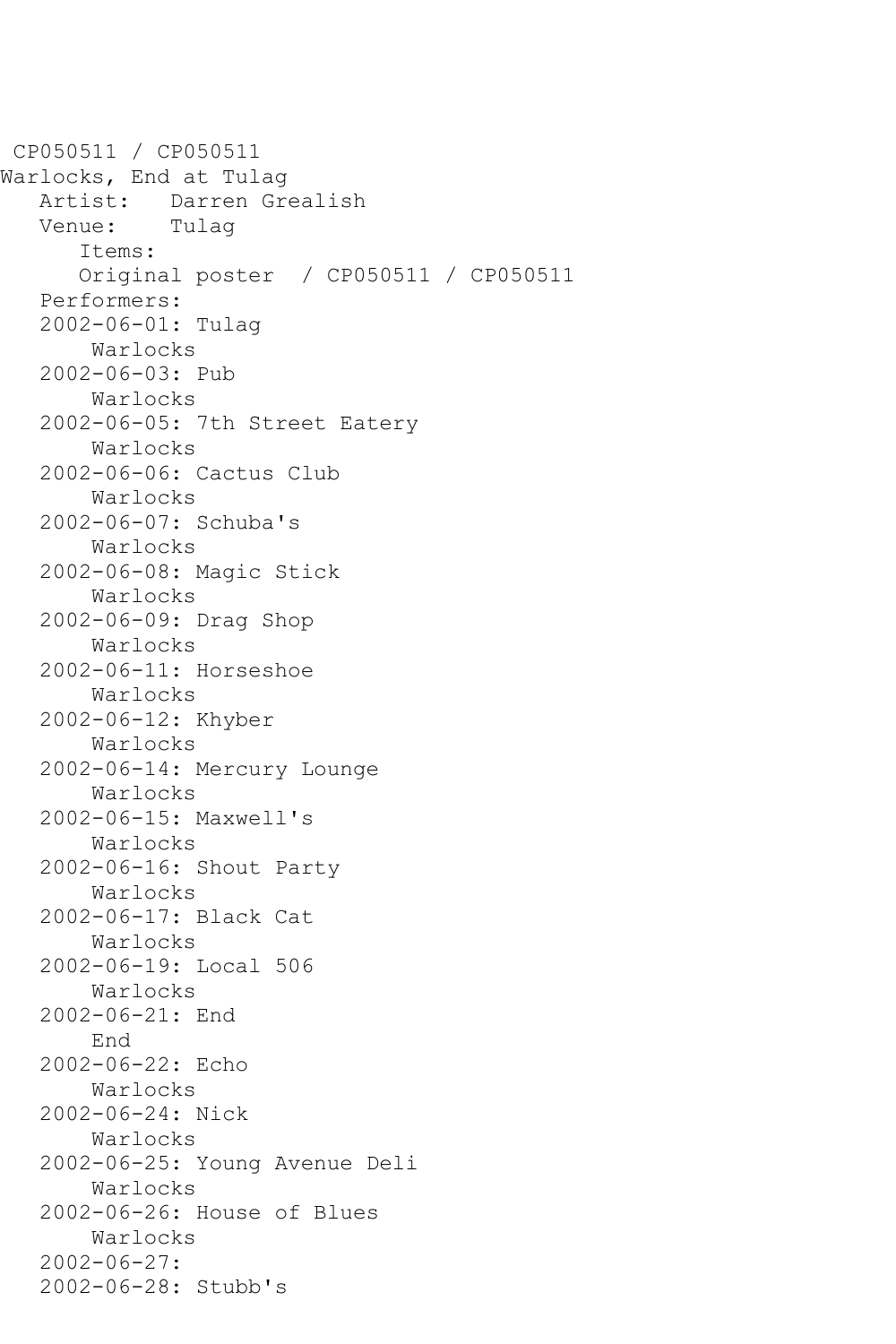CP050511 / CP050511

Warlocks, End at Tulag

Artist: Darren Grealish

Venue: Tulag

Items:

Original poster / CP050511 / CP050511

Performers:

2002-06-01: Tulag
    Warlocks

2002-06-03: Pub
    Warlocks

2002-06-05: 7th Street Eatery
    Warlocks

2002-06-06: Cactus Club
    Warlocks

2002-06-07: Schuba's
    Warlocks

2002-06-08: Magic Stick
    Warlocks

2002-06-09: Drag Shop
    Warlocks

2002-06-11: Horseshoe
    Warlocks

2002-06-12: Khyber
    Warlocks

2002-06-14: Mercury Lounge
    Warlocks

2002-06-15: Maxwell's
    Warlocks

2002-06-16: Shout Party
    Warlocks

2002-06-17: Black Cat
    Warlocks

2002-06-19: Local 506
    Warlocks

2002-06-21: End
    End

2002-06-22: Echo
    Warlocks

2002-06-24: Nick
    Warlocks

2002-06-25: Young Avenue Deli
    Warlocks

2002-06-26: House of Blues
    Warlocks

2002-06-27:

2002-06-28: Stubb's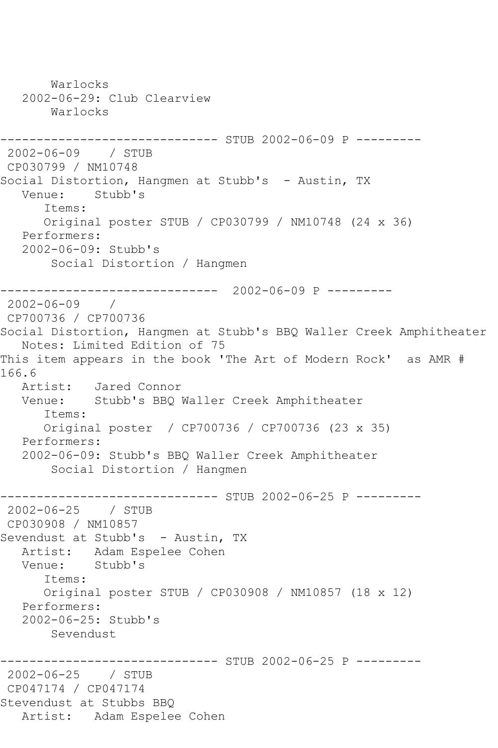```
       Warlocks
   2002-06-29: Club Clearview
       Warlocks

------------------------------ STUB 2002-06-09 P ---------
 2002-06-09    / STUB
 CP030799 / NM10748
Social Distortion, Hangmen at Stubb's  - Austin, TX
   Venue:    Stubb's
      Items:
      Original poster STUB / CP030799 / NM10748 (24 x 36)
   Performers:
   2002-06-09: Stubb's
       Social Distortion / Hangmen

------------------------------  2002-06-09 P ---------
 2002-06-09    /
 CP700736 / CP700736
Social Distortion, Hangmen at Stubb's BBQ Waller Creek Amphitheater
   Notes: Limited Edition of 75
This item appears in the book 'The Art of Modern Rock'  as AMR #
166.6
   Artist:   Jared Connor
   Venue:    Stubb's BBQ Waller Creek Amphitheater
      Items:
      Original poster  / CP700736 / CP700736 (23 x 35)
   Performers:
   2002-06-09: Stubb's BBQ Waller Creek Amphitheater
       Social Distortion / Hangmen

------------------------------ STUB 2002-06-25 P ---------
 2002-06-25    / STUB
 CP030908 / NM10857
Sevendust at Stubb's  - Austin, TX
   Artist:   Adam Espelee Cohen
   Venue:    Stubb's
      Items:
      Original poster STUB / CP030908 / NM10857 (18 x 12)
   Performers:
   2002-06-25: Stubb's
       Sevendust

------------------------------ STUB 2002-06-25 P ---------
 2002-06-25    / STUB
 CP047174 / CP047174
Stevendust at Stubbs BBQ
   Artist:   Adam Espelee Cohen
```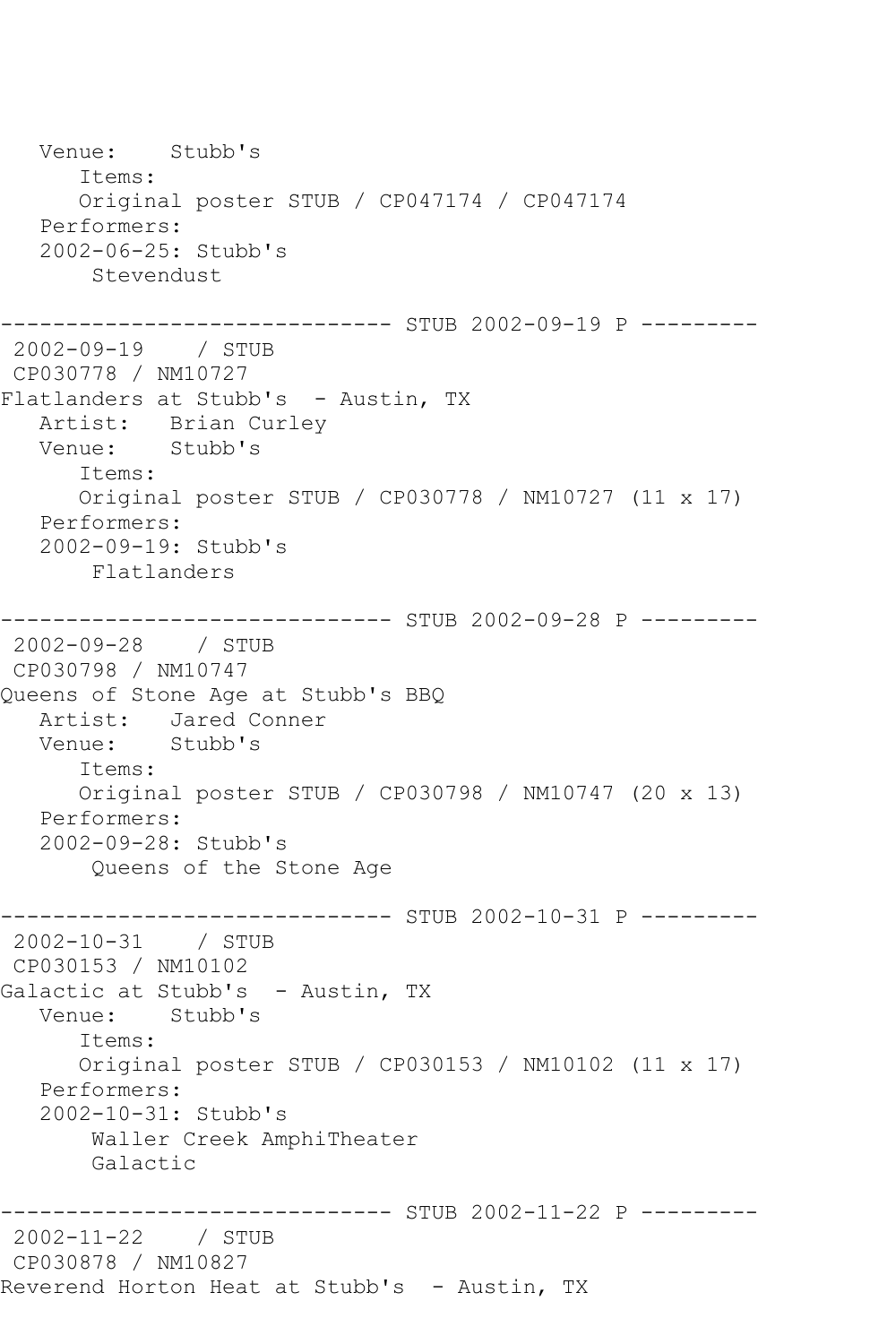```
   Venue:    Stubb's
      Items:
      Original poster STUB / CP047174 / CP047174
   Performers:
   2002-06-25: Stubb's
       Stevendust

------------------------------ STUB 2002-09-19 P ---------
 2002-09-19    / STUB
 CP030778 / NM10727
Flatlanders at Stubb's  - Austin, TX
   Artist:   Brian Curley
   Venue:    Stubb's
      Items:
      Original poster STUB / CP030778 / NM10727 (11 x 17)
   Performers:
   2002-09-19: Stubb's
       Flatlanders

------------------------------ STUB 2002-09-28 P ---------
 2002-09-28    / STUB
 CP030798 / NM10747
Queens of Stone Age at Stubb's BBQ
   Artist:   Jared Conner
   Venue:    Stubb's
      Items:
      Original poster STUB / CP030798 / NM10747 (20 x 13)
   Performers:
   2002-09-28: Stubb's
       Queens of the Stone Age

------------------------------ STUB 2002-10-31 P ---------
 2002-10-31    / STUB
 CP030153 / NM10102
Galactic at Stubb's  - Austin, TX
   Venue:    Stubb's
      Items:
      Original poster STUB / CP030153 / NM10102 (11 x 17)
   Performers:
   2002-10-31: Stubb's
       Waller Creek AmphiTheater
       Galactic

------------------------------ STUB 2002-11-22 P ---------
 2002-11-22    / STUB
 CP030878 / NM10827
Reverend Horton Heat at Stubb's  - Austin, TX
```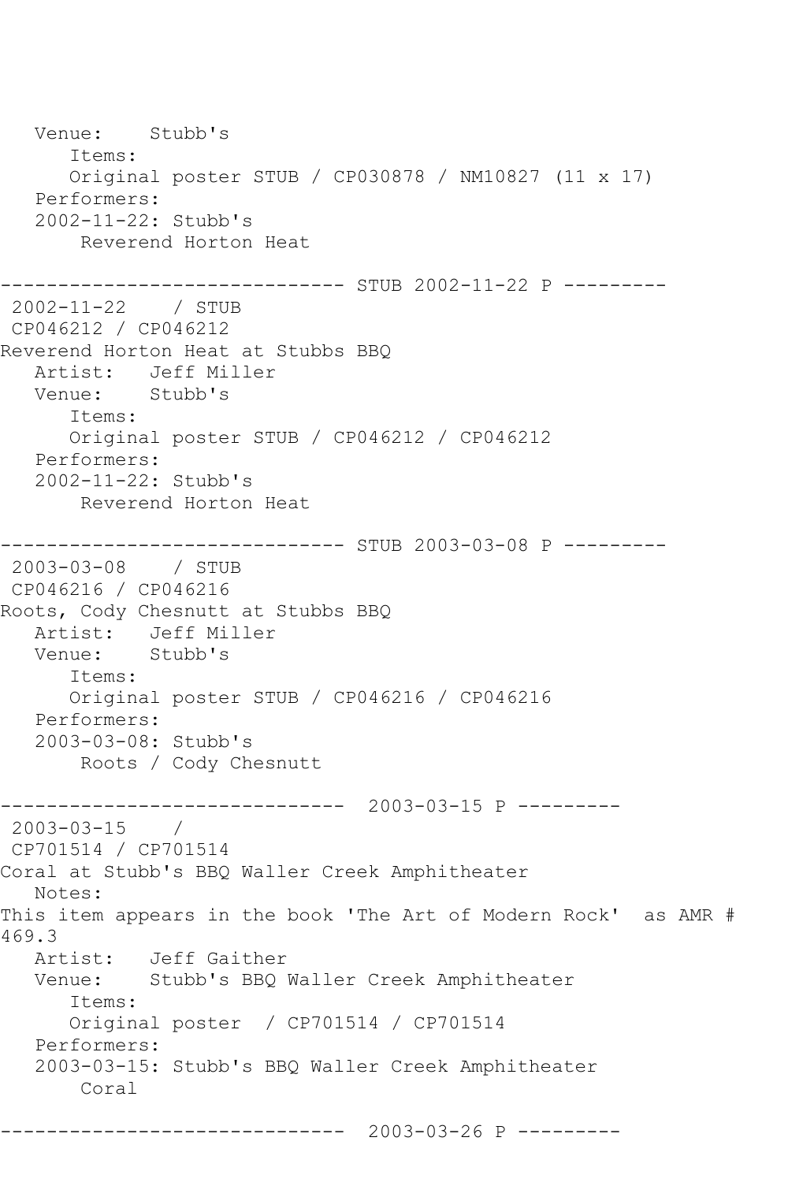```
   Venue:    Stubb's
      Items:
      Original poster STUB / CP030878 / NM10827 (11 x 17)
   Performers:
   2002-11-22: Stubb's
       Reverend Horton Heat

------------------------------ STUB 2002-11-22 P ---------
 2002-11-22    / STUB
 CP046212 / CP046212
Reverend Horton Heat at Stubbs BBQ
   Artist:   Jeff Miller
   Venue:    Stubb's
      Items:
      Original poster STUB / CP046212 / CP046212
   Performers:
   2002-11-22: Stubb's
       Reverend Horton Heat

------------------------------ STUB 2003-03-08 P ---------
 2003-03-08    / STUB
 CP046216 / CP046216
Roots, Cody Chesnutt at Stubbs BBQ
   Artist:   Jeff Miller
   Venue:    Stubb's
      Items:
      Original poster STUB / CP046216 / CP046216
   Performers:
   2003-03-08: Stubb's
       Roots / Cody Chesnutt

------------------------------  2003-03-15 P ---------
 2003-03-15    /
 CP701514 / CP701514
Coral at Stubb's BBQ Waller Creek Amphitheater
   Notes:
This item appears in the book 'The Art of Modern Rock'  as AMR #
469.3
   Artist:   Jeff Gaither
   Venue:    Stubb's BBQ Waller Creek Amphitheater
      Items:
      Original poster  / CP701514 / CP701514
   Performers:
   2003-03-15: Stubb's BBQ Waller Creek Amphitheater
       Coral

------------------------------  2003-03-26 P ---------
```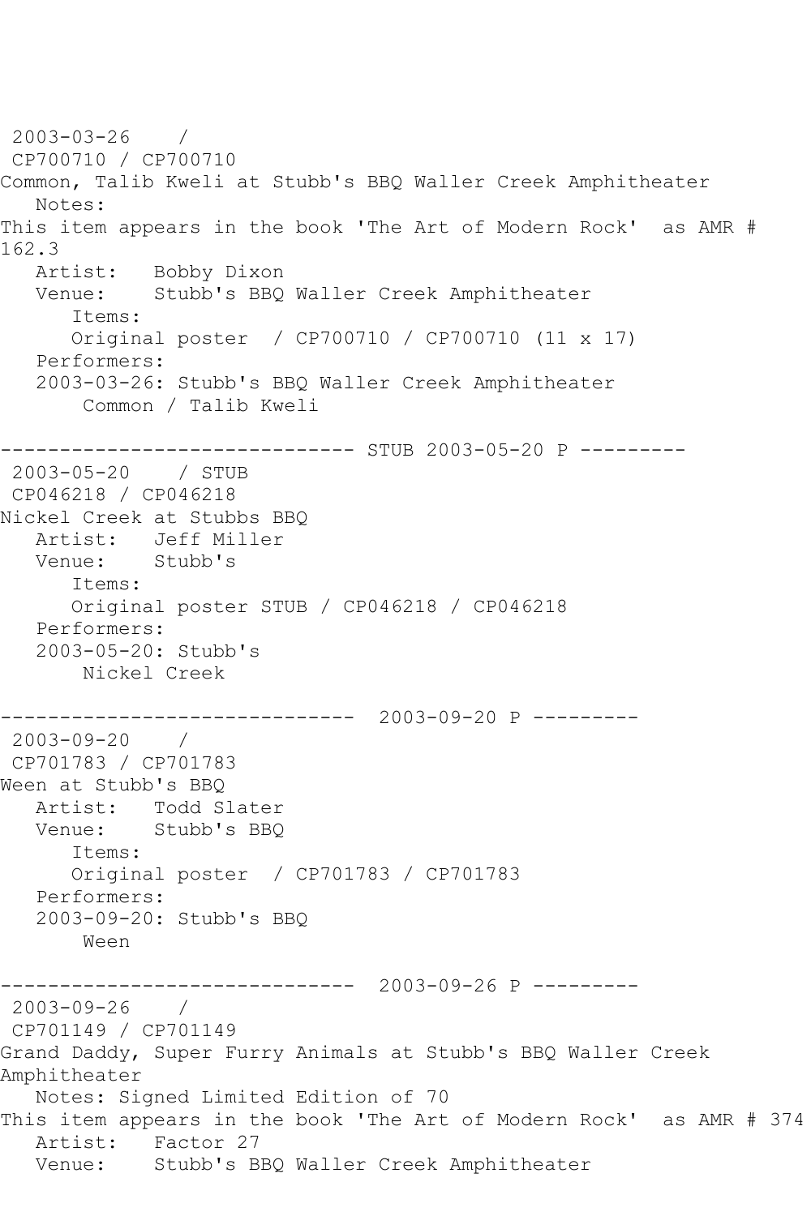2003-03-26 /
CP700710 / CP700710
Common, Talib Kweli at Stubb's BBQ Waller Creek Amphitheater
Notes:
This item appears in the book 'The Art of Modern Rock' as AMR # 162.3
Artist: Bobby Dixon
Venue: Stubb's BBQ Waller Creek Amphitheater
Items:
Original poster / CP700710 / CP700710 (11 x 17)
Performers:
2003-03-26: Stubb's BBQ Waller Creek Amphitheater
Common / Talib Kweli

------------------------------ STUB 2003-05-20 P ---------
2003-05-20 / STUB
CP046218 / CP046218
Nickel Creek at Stubbs BBQ
Artist: Jeff Miller
Venue: Stubb's
Items:
Original poster STUB / CP046218 / CP046218
Performers:
2003-05-20: Stubb's
Nickel Creek

------------------------------ 2003-09-20 P ---------
2003-09-20 /
CP701783 / CP701783
Ween at Stubb's BBQ
Artist: Todd Slater
Venue: Stubb's BBQ
Items:
Original poster / CP701783 / CP701783
Performers:
2003-09-20: Stubb's BBQ
Ween

------------------------------ 2003-09-26 P ---------
2003-09-26 /
CP701149 / CP701149
Grand Daddy, Super Furry Animals at Stubb's BBQ Waller Creek Amphitheater
Notes: Signed Limited Edition of 70
This item appears in the book 'The Art of Modern Rock' as AMR # 374
Artist: Factor 27
Venue: Stubb's BBQ Waller Creek Amphitheater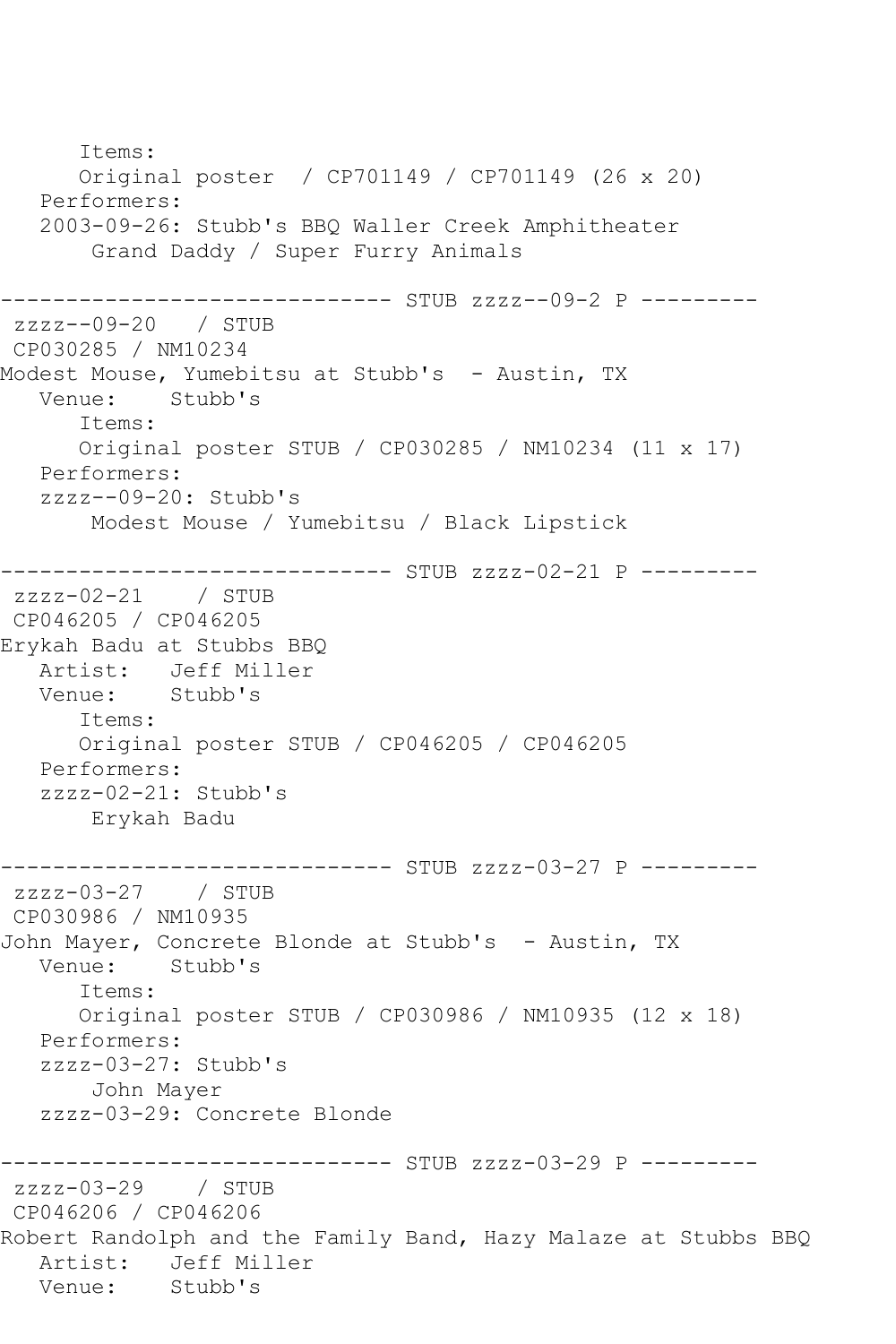```
      Items:
      Original poster  / CP701149 / CP701149 (26 x 20)
   Performers:
   2003-09-26: Stubb's BBQ Waller Creek Amphitheater
       Grand Daddy / Super Furry Animals

------------------------------ STUB zzzz--09-2 P ---------
 zzzz--09-20   / STUB
 CP030285 / NM10234
Modest Mouse, Yumebitsu at Stubb's  - Austin, TX
   Venue:    Stubb's
      Items:
      Original poster STUB / CP030285 / NM10234 (11 x 17)
   Performers:
   zzzz--09-20: Stubb's
       Modest Mouse / Yumebitsu / Black Lipstick

------------------------------ STUB zzzz-02-21 P ---------
 zzzz-02-21    / STUB
 CP046205 / CP046205
Erykah Badu at Stubbs BBQ
   Artist:   Jeff Miller
   Venue:    Stubb's
      Items:
      Original poster STUB / CP046205 / CP046205
   Performers:
   zzzz-02-21: Stubb's
       Erykah Badu

------------------------------ STUB zzzz-03-27 P ---------
 zzzz-03-27    / STUB
 CP030986 / NM10935
John Mayer, Concrete Blonde at Stubb's  - Austin, TX
   Venue:    Stubb's
      Items:
      Original poster STUB / CP030986 / NM10935 (12 x 18)
   Performers:
   zzzz-03-27: Stubb's
       John Mayer
   zzzz-03-29: Concrete Blonde

------------------------------ STUB zzzz-03-29 P ---------
 zzzz-03-29    / STUB
 CP046206 / CP046206
Robert Randolph and the Family Band, Hazy Malaze at Stubbs BBQ
   Artist:   Jeff Miller
   Venue:    Stubb's
```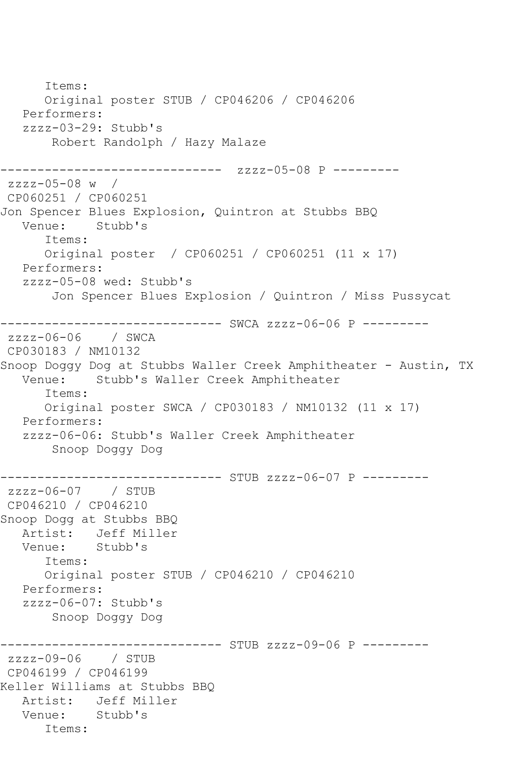```
      Items:
      Original poster STUB / CP046206 / CP046206
   Performers:
   zzzz-03-29: Stubb's
       Robert Randolph / Hazy Malaze

------------------------------  zzzz-05-08 P ---------
 zzzz-05-08 w  /
 CP060251 / CP060251
Jon Spencer Blues Explosion, Quintron at Stubbs BBQ
   Venue:    Stubb's
      Items:
      Original poster  / CP060251 / CP060251 (11 x 17)
   Performers:
   zzzz-05-08 wed: Stubb's
       Jon Spencer Blues Explosion / Quintron / Miss Pussycat

------------------------------ SWCA zzzz-06-06 P ---------
 zzzz-06-06    / SWCA
 CP030183 / NM10132
Snoop Doggy Dog at Stubbs Waller Creek Amphitheater - Austin, TX
   Venue:    Stubb's Waller Creek Amphitheater
      Items:
      Original poster SWCA / CP030183 / NM10132 (11 x 17)
   Performers:
   zzzz-06-06: Stubb's Waller Creek Amphitheater
       Snoop Doggy Dog

------------------------------ STUB zzzz-06-07 P ---------
 zzzz-06-07    / STUB
 CP046210 / CP046210
Snoop Dogg at Stubbs BBQ
   Artist:   Jeff Miller
   Venue:    Stubb's
      Items:
      Original poster STUB / CP046210 / CP046210
   Performers:
   zzzz-06-07: Stubb's
       Snoop Doggy Dog

------------------------------ STUB zzzz-09-06 P ---------
 zzzz-09-06    / STUB
 CP046199 / CP046199
Keller Williams at Stubbs BBQ
   Artist:   Jeff Miller
   Venue:    Stubb's
      Items:
```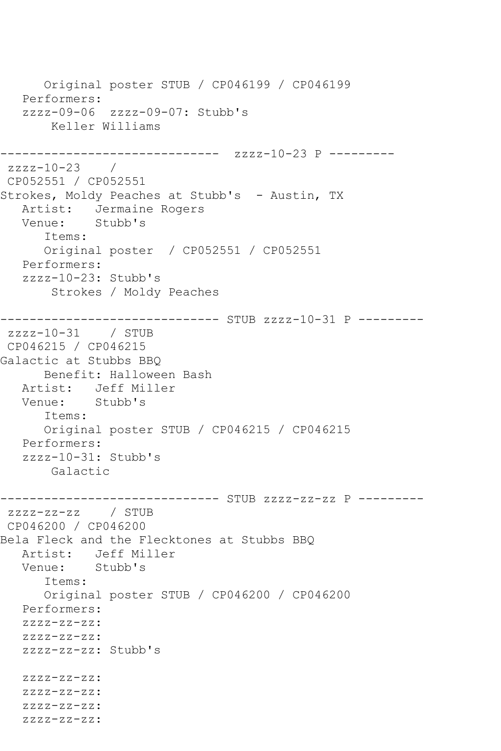```
      Original poster STUB / CP046199 / CP046199
   Performers:
   zzzz-09-06  zzzz-09-07: Stubb's
       Keller Williams

------------------------------  zzzz-10-23 P ---------
 zzzz-10-23    /
 CP052551 / CP052551
Strokes, Moldy Peaches at Stubb's  - Austin, TX
   Artist:   Jermaine Rogers
   Venue:    Stubb's
      Items:
      Original poster  / CP052551 / CP052551
   Performers:
   zzzz-10-23: Stubb's
       Strokes / Moldy Peaches

------------------------------ STUB zzzz-10-31 P ---------
 zzzz-10-31    / STUB
 CP046215 / CP046215
Galactic at Stubbs BBQ
      Benefit: Halloween Bash
   Artist:   Jeff Miller
   Venue:    Stubb's
      Items:
      Original poster STUB / CP046215 / CP046215
   Performers:
   zzzz-10-31: Stubb's
       Galactic

------------------------------ STUB zzzz-zz-zz P ---------
 zzzz-zz-zz    / STUB
 CP046200 / CP046200
Bela Fleck and the Flecktones at Stubbs BBQ
   Artist:   Jeff Miller
   Venue:    Stubb's
      Items:
      Original poster STUB / CP046200 / CP046200
   Performers:
   zzzz-zz-zz:
   zzzz-zz-zz:
   zzzz-zz-zz: Stubb's

   zzzz-zz-zz:
   zzzz-zz-zz:
   zzzz-zz-zz:
   zzzz-zz-zz:
```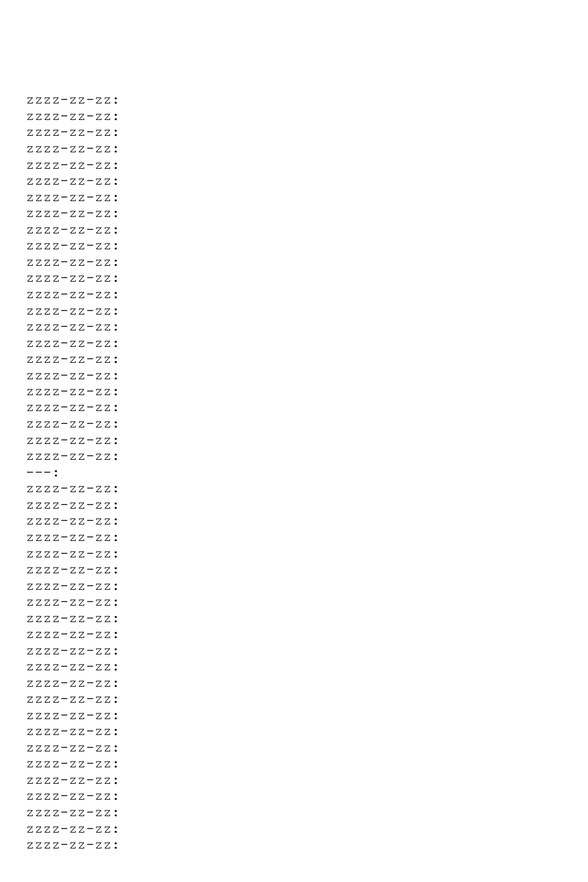zzzz-zz-zz:
zzzz-zz-zz:
zzzz-zz-zz:
zzzz-zz-zz:
zzzz-zz-zz:
zzzz-zz-zz:
zzzz-zz-zz:
zzzz-zz-zz:
zzzz-zz-zz:
zzzz-zz-zz:
zzzz-zz-zz:
zzzz-zz-zz:
zzzz-zz-zz:
zzzz-zz-zz:
zzzz-zz-zz:
zzzz-zz-zz:
zzzz-zz-zz:
zzzz-zz-zz:
zzzz-zz-zz:
zzzz-zz-zz:
zzzz-zz-zz:
zzzz-zz-zz:
zzzz-zz-zz:
---:
zzzz-zz-zz:
zzzz-zz-zz:
zzzz-zz-zz:
zzzz-zz-zz:
zzzz-zz-zz:
zzzz-zz-zz:
zzzz-zz-zz:
zzzz-zz-zz:
zzzz-zz-zz:
zzzz-zz-zz:
zzzz-zz-zz:
zzzz-zz-zz:
zzzz-zz-zz:
zzzz-zz-zz:
zzzz-zz-zz:
zzzz-zz-zz:
zzzz-zz-zz:
zzzz-zz-zz:
zzzz-zz-zz:
zzzz-zz-zz:
zzzz-zz-zz:
zzzz-zz-zz:
zzzz-zz-zz: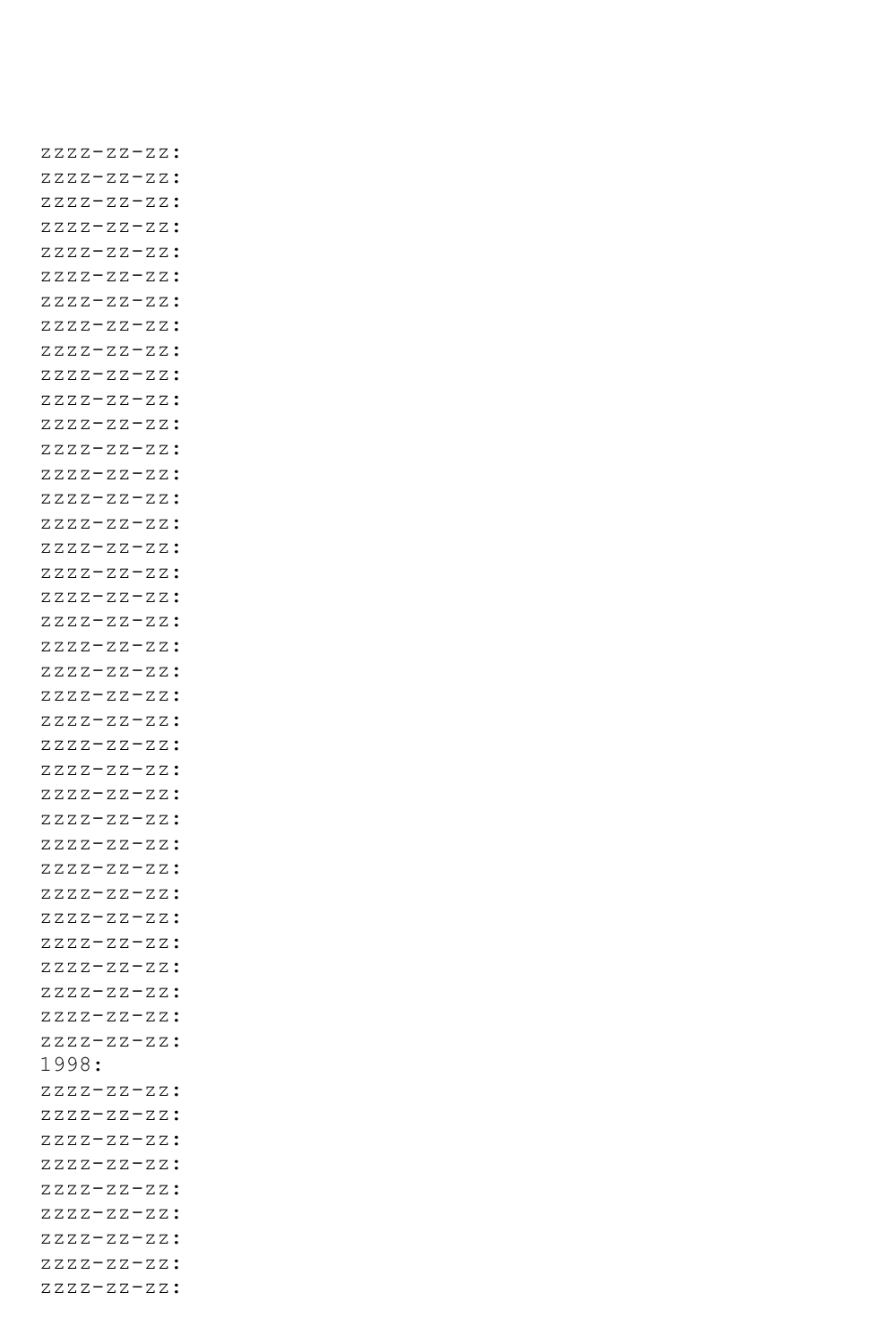```
zzzz-zz-zz:
zzzz-zz-zz:
zzzz-zz-zz:
zzzz-zz-zz:
zzzz-zz-zz:
zzzz-zz-zz:
zzzz-zz-zz:
zzzz-zz-zz:
zzzz-zz-zz:
zzzz-zz-zz:
zzzz-zz-zz:
zzzz-zz-zz:
zzzz-zz-zz:
zzzz-zz-zz:
zzzz-zz-zz:
zzzz-zz-zz:
zzzz-zz-zz:
zzzz-zz-zz:
zzzz-zz-zz:
zzzz-zz-zz:
zzzz-zz-zz:
zzzz-zz-zz:
zzzz-zz-zz:
zzzz-zz-zz:
zzzz-zz-zz:
zzzz-zz-zz:
zzzz-zz-zz:
zzzz-zz-zz:
zzzz-zz-zz:
zzzz-zz-zz:
zzzz-zz-zz:
zzzz-zz-zz:
zzzz-zz-zz:
zzzz-zz-zz:
zzzz-zz-zz:
zzzz-zz-zz:
zzzz-zz-zz:
1998:
zzzz-zz-zz:
zzzz-zz-zz:
zzzz-zz-zz:
zzzz-zz-zz:
zzzz-zz-zz:
zzzz-zz-zz:
zzzz-zz-zz:
zzzz-zz-zz:
zzzz-zz-zz:
```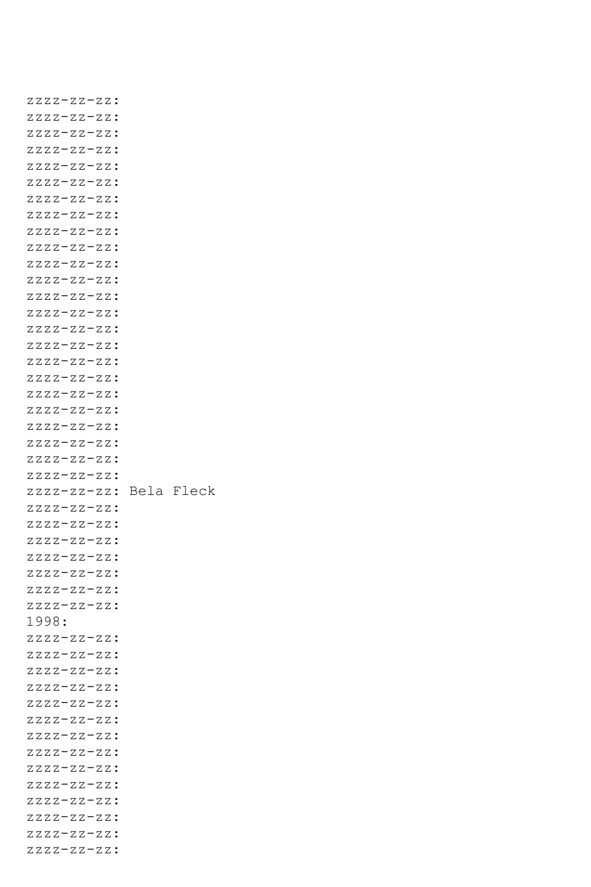```
zzzz-zz-zz:
zzzz-zz-zz:
zzzz-zz-zz:
zzzz-zz-zz:
zzzz-zz-zz:
zzzz-zz-zz:
zzzz-zz-zz:
zzzz-zz-zz:
zzzz-zz-zz:
zzzz-zz-zz:
zzzz-zz-zz:
zzzz-zz-zz:
zzzz-zz-zz:
zzzz-zz-zz:
zzzz-zz-zz:
zzzz-zz-zz:
zzzz-zz-zz:
zzzz-zz-zz:
zzzz-zz-zz:
zzzz-zz-zz:
zzzz-zz-zz:
zzzz-zz-zz:
zzzz-zz-zz:
zzzz-zz-zz:
zzzz-zz-zz: Bela Fleck
zzzz-zz-zz:
zzzz-zz-zz:
zzzz-zz-zz:
zzzz-zz-zz:
zzzz-zz-zz:
zzzz-zz-zz:
zzzz-zz-zz:
1998:
zzzz-zz-zz:
zzzz-zz-zz:
zzzz-zz-zz:
zzzz-zz-zz:
zzzz-zz-zz:
zzzz-zz-zz:
zzzz-zz-zz:
zzzz-zz-zz:
zzzz-zz-zz:
zzzz-zz-zz:
zzzz-zz-zz:
zzzz-zz-zz:
zzzz-zz-zz:
zzzz-zz-zz:
```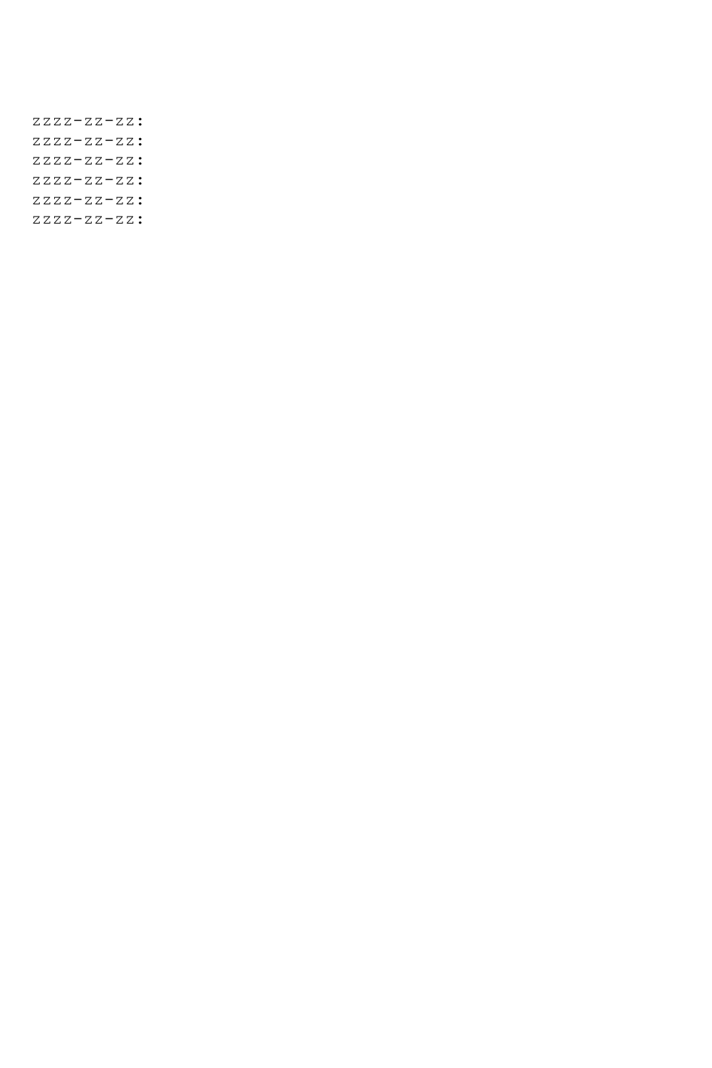```
zzzz-zz-zz:
zzzz-zz-zz:
zzzz-zz-zz:
zzzz-zz-zz:
zzzz-zz-zz:
zzzz-zz-zz:
```